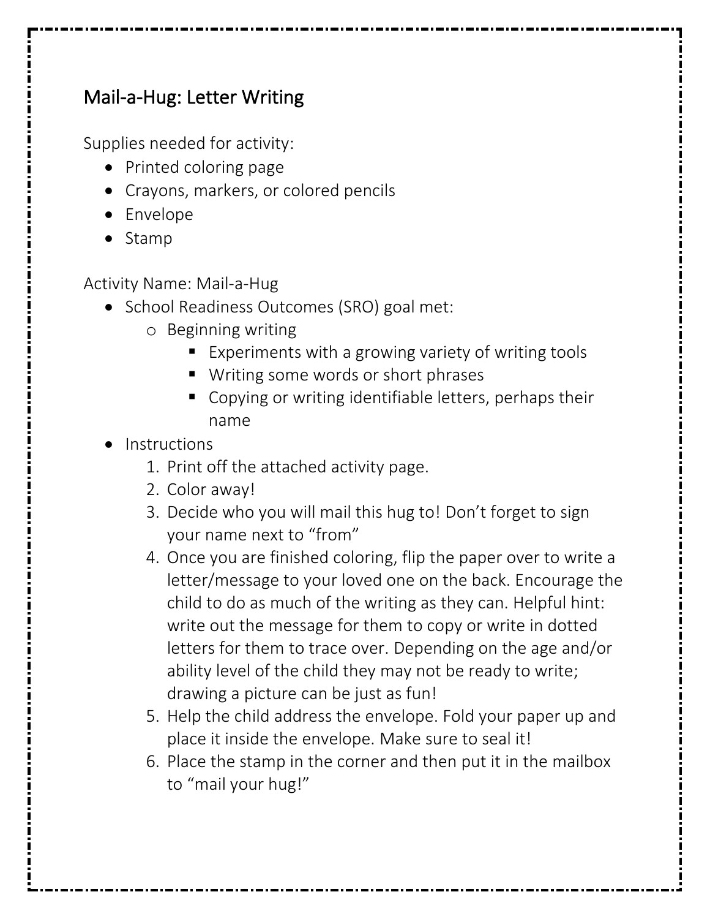# Mail-a-Hug: Letter Writing

Supplies needed for activity:

- Printed coloring page
- Crayons, markers, or colored pencils
- Envelope
- Stamp

Activity Name: Mail-a-Hug

- School Readiness Outcomes (SRO) goal met:
  - Beginning writing
    - Experiments with a growing variety of writing tools
    - Writing some words or short phrases
    - Copying or writing identifiable letters, perhaps their name
- Instructions
  1. Print off the attached activity page.
  2. Color away!
  3. Decide who you will mail this hug to! Don't forget to sign your name next to "from"
  4. Once you are finished coloring, flip the paper over to write a letter/message to your loved one on the back. Encourage the child to do as much of the writing as they can. Helpful hint: write out the message for them to copy or write in dotted letters for them to trace over. Depending on the age and/or ability level of the child they may not be ready to write; drawing a picture can be just as fun!
  5. Help the child address the envelope. Fold your paper up and place it inside the envelope. Make sure to seal it!
  6. Place the stamp in the corner and then put it in the mailbox to "mail your hug!"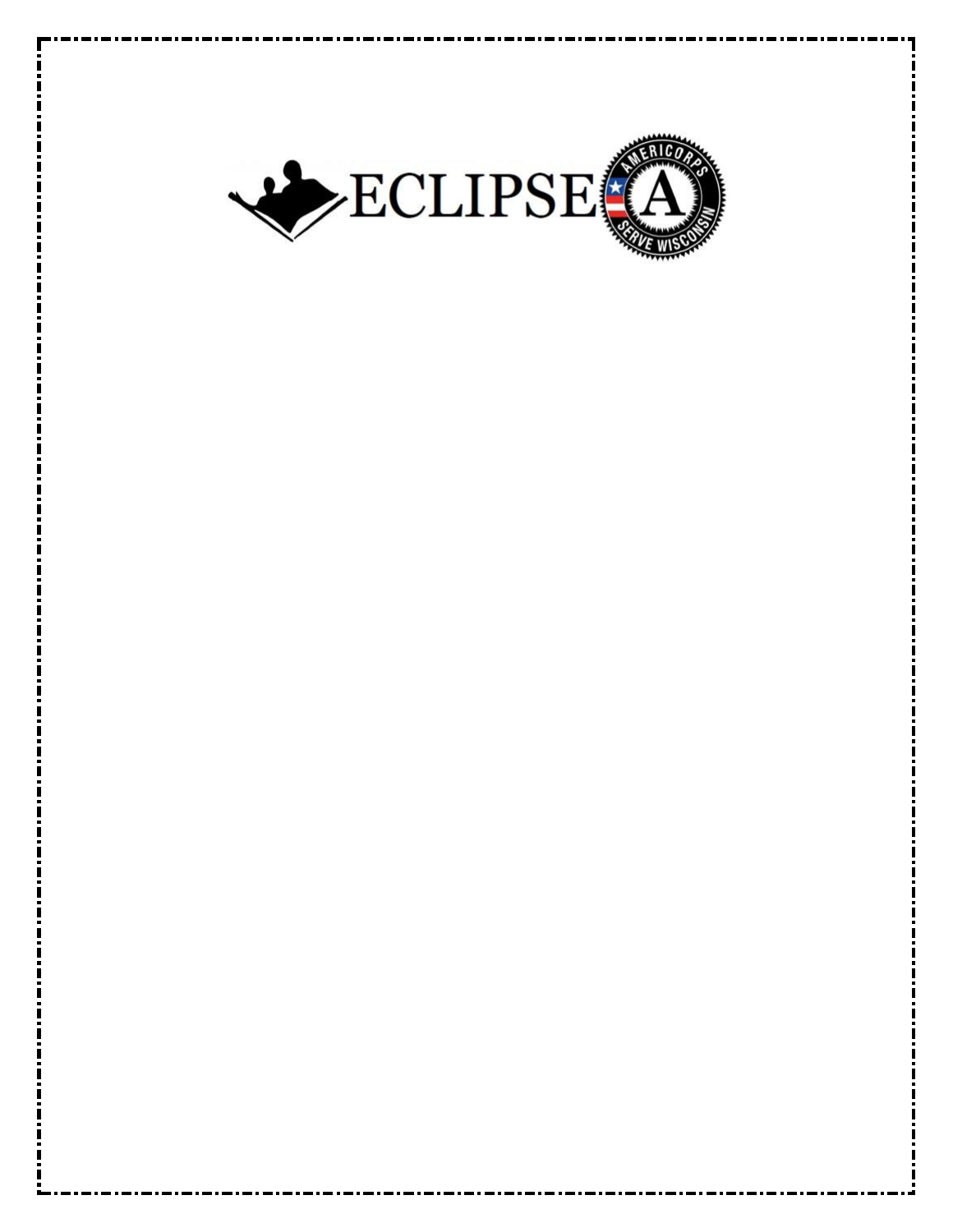ECLIPSE

AMERICORPS

SERVE WISCONSIN